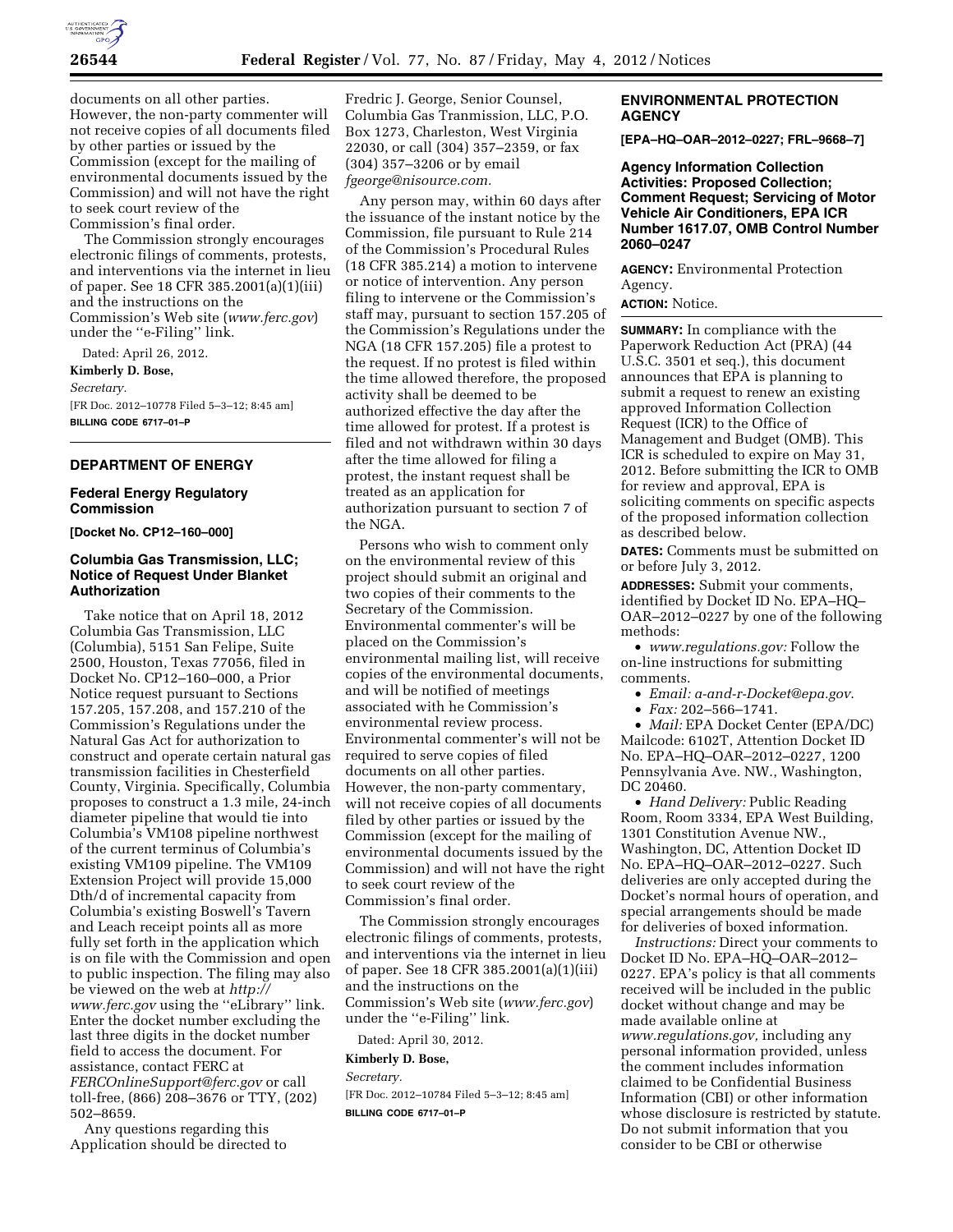documents on all other parties. However, the non-party commenter will not receive copies of all documents filed by other parties or issued by the Commission (except for the mailing of environmental documents issued by the Commission) and will not have the right to seek court review of the Commission's final order.

The Commission strongly encourages electronic filings of comments, protests, and interventions via the internet in lieu of paper. See 18 CFR 385.2001(a)(1)(iii) and the instructions on the Commission's Web site (*www.ferc.gov*) under the ''e-Filing'' link.

Dated: April 26, 2012.

**Kimberly D. Bose,**

*Secretary.*

[FR Doc. 2012–10778 Filed 5–3–12; 8:45 am]

**BILLING CODE 6717–01–P**

---

## DEPARTMENT OF ENERGY

### Federal Energy Regulatory Commission

**[Docket No. CP12–160–000]**

### Columbia Gas Transmission, LLC; Notice of Request Under Blanket Authorization

Take notice that on April 18, 2012 Columbia Gas Transmission, LLC (Columbia), 5151 San Felipe, Suite 2500, Houston, Texas 77056, filed in Docket No. CP12–160–000, a Prior Notice request pursuant to Sections 157.205, 157.208, and 157.210 of the Commission's Regulations under the Natural Gas Act for authorization to construct and operate certain natural gas transmission facilities in Chesterfield County, Virginia. Specifically, Columbia proposes to construct a 1.3 mile, 24-inch diameter pipeline that would tie into Columbia's VM108 pipeline northwest of the current terminus of Columbia's existing VM109 pipeline. The VM109 Extension Project will provide 15,000 Dth/d of incremental capacity from Columbia's existing Boswell's Tavern and Leach receipt points all as more fully set forth in the application which is on file with the Commission and open to public inspection. The filing may also be viewed on the web at *http://www.ferc.gov* using the ''eLibrary'' link. Enter the docket number excluding the last three digits in the docket number field to access the document. For assistance, contact FERC at *FERCOnlineSupport@ferc.gov* or call toll-free, (866) 208–3676 or TTY, (202) 502–8659.

Any questions regarding this Application should be directed to Fredric J. George, Senior Counsel, Columbia Gas Tranmission, LLC, P.O. Box 1273, Charleston, West Virginia 22030, or call (304) 357–2359, or fax (304) 357–3206 or by email *fgeorge@nisource.com.*

Any person may, within 60 days after the issuance of the instant notice by the Commission, file pursuant to Rule 214 of the Commission's Procedural Rules (18 CFR 385.214) a motion to intervene or notice of intervention. Any person filing to intervene or the Commission's staff may, pursuant to section 157.205 of the Commission's Regulations under the NGA (18 CFR 157.205) file a protest to the request. If no protest is filed within the time allowed therefore, the proposed activity shall be deemed to be authorized effective the day after the time allowed for protest. If a protest is filed and not withdrawn within 30 days after the time allowed for filing a protest, the instant request shall be treated as an application for authorization pursuant to section 7 of the NGA.

Persons who wish to comment only on the environmental review of this project should submit an original and two copies of their comments to the Secretary of the Commission. Environmental commenter's will be placed on the Commission's environmental mailing list, will receive copies of the environmental documents, and will be notified of meetings associated with he Commission's environmental review process. Environmental commenter's will not be required to serve copies of filed documents on all other parties. However, the non-party commentary, will not receive copies of all documents filed by other parties or issued by the Commission (except for the mailing of environmental documents issued by the Commission) and will not have the right to seek court review of the Commission's final order.

The Commission strongly encourages electronic filings of comments, protests, and interventions via the internet in lieu of paper. See 18 CFR 385.2001(a)(1)(iii) and the instructions on the Commission's Web site (*www.ferc.gov*) under the ''e-Filing'' link.

Dated: April 30, 2012.

**Kimberly D. Bose,**

*Secretary.*

[FR Doc. 2012–10784 Filed 5–3–12; 8:45 am]

**BILLING CODE 6717–01–P**

---

## ENVIRONMENTAL PROTECTION AGENCY

**[EPA–HQ–OAR–2012–0227; FRL–9668–7]**

### Agency Information Collection Activities: Proposed Collection; Comment Request; Servicing of Motor Vehicle Air Conditioners, EPA ICR Number 1617.07, OMB Control Number 2060–0247

**AGENCY:** Environmental Protection Agency.

**ACTION:** Notice.

**SUMMARY:** In compliance with the Paperwork Reduction Act (PRA) (44 U.S.C. 3501 et seq.), this document announces that EPA is planning to submit a request to renew an existing approved Information Collection Request (ICR) to the Office of Management and Budget (OMB). This ICR is scheduled to expire on May 31, 2012. Before submitting the ICR to OMB for review and approval, EPA is soliciting comments on specific aspects of the proposed information collection as described below.

**DATES:** Comments must be submitted on or before July 3, 2012.

**ADDRESSES:** Submit your comments, identified by Docket ID No. EPA–HQ–OAR–2012–0227 by one of the following methods:

- *www.regulations.gov:* Follow the on-line instructions for submitting comments.
- *Email: a-and-r-Docket@epa.gov.*
- *Fax:* 202–566–1741.
- *Mail:* EPA Docket Center (EPA/DC) Mailcode: 6102T, Attention Docket ID No. EPA–HQ–OAR–2012–0227, 1200 Pennsylvania Ave. NW., Washington, DC 20460.
- *Hand Delivery:* Public Reading Room, Room 3334, EPA West Building, 1301 Constitution Avenue NW., Washington, DC, Attention Docket ID No. EPA–HQ–OAR–2012–0227. Such deliveries are only accepted during the Docket's normal hours of operation, and special arrangements should be made for deliveries of boxed information.

*Instructions:* Direct your comments to Docket ID No. EPA–HQ–OAR–2012–0227. EPA's policy is that all comments received will be included in the public docket without change and may be made available online at *www.regulations.gov,* including any personal information provided, unless the comment includes information claimed to be Confidential Business Information (CBI) or other information whose disclosure is restricted by statute. Do not submit information that you consider to be CBI or otherwise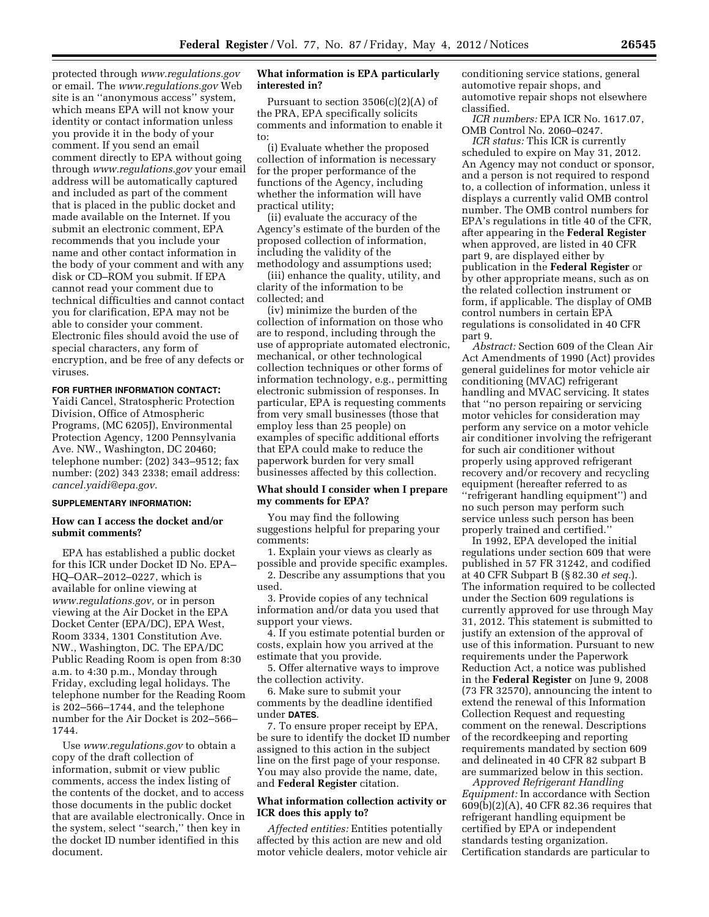protected through *www.regulations.gov* or email. The *www.regulations.gov* Web site is an ''anonymous access'' system, which means EPA will not know your identity or contact information unless you provide it in the body of your comment. If you send an email comment directly to EPA without going through *www.regulations.gov* your email address will be automatically captured and included as part of the comment that is placed in the public docket and made available on the Internet. If you submit an electronic comment, EPA recommends that you include your name and other contact information in the body of your comment and with any disk or CD–ROM you submit. If EPA cannot read your comment due to technical difficulties and cannot contact you for clarification, EPA may not be able to consider your comment. Electronic files should avoid the use of special characters, any form of encryption, and be free of any defects or viruses.

**FOR FURTHER INFORMATION CONTACT:** Yaidi Cancel, Stratospheric Protection Division, Office of Atmospheric Programs, (MC 6205J), Environmental Protection Agency, 1200 Pennsylvania Ave. NW., Washington, DC 20460; telephone number: (202) 343–9512; fax number: (202) 343 2338; email address: *cancel.yaidi@epa.gov.*

**SUPPLEMENTARY INFORMATION:**

### How can I access the docket and/or submit comments?

EPA has established a public docket for this ICR under Docket ID No. EPA–HQ–OAR–2012–0227, which is available for online viewing at *www.regulations.gov,* or in person viewing at the Air Docket in the EPA Docket Center (EPA/DC), EPA West, Room 3334, 1301 Constitution Ave. NW., Washington, DC. The EPA/DC Public Reading Room is open from 8:30 a.m. to 4:30 p.m., Monday through Friday, excluding legal holidays. The telephone number for the Reading Room is 202–566–1744, and the telephone number for the Air Docket is 202–566–1744.

Use *www.regulations.gov* to obtain a copy of the draft collection of information, submit or view public comments, access the index listing of the contents of the docket, and to access those documents in the public docket that are available electronically. Once in the system, select ''search,'' then key in the docket ID number identified in this document.

### What information is EPA particularly interested in?

Pursuant to section 3506(c)(2)(A) of the PRA, EPA specifically solicits comments and information to enable it to:

(i) Evaluate whether the proposed collection of information is necessary for the proper performance of the functions of the Agency, including whether the information will have practical utility;

(ii) evaluate the accuracy of the Agency's estimate of the burden of the proposed collection of information, including the validity of the methodology and assumptions used;

(iii) enhance the quality, utility, and clarity of the information to be collected; and

(iv) minimize the burden of the collection of information on those who are to respond, including through the use of appropriate automated electronic, mechanical, or other technological collection techniques or other forms of information technology, e.g., permitting electronic submission of responses. In particular, EPA is requesting comments from very small businesses (those that employ less than 25 people) on examples of specific additional efforts that EPA could make to reduce the paperwork burden for very small businesses affected by this collection.

### What should I consider when I prepare my comments for EPA?

You may find the following suggestions helpful for preparing your comments:

1. Explain your views as clearly as possible and provide specific examples.
2. Describe any assumptions that you used.
3. Provide copies of any technical information and/or data you used that support your views.
4. If you estimate potential burden or costs, explain how you arrived at the estimate that you provide.
5. Offer alternative ways to improve the collection activity.
6. Make sure to submit your comments by the deadline identified under **DATES**.
7. To ensure proper receipt by EPA, be sure to identify the docket ID number assigned to this action in the subject line on the first page of your response. You may also provide the name, date, and **Federal Register** citation.

### What information collection activity or ICR does this apply to?

*Affected entities:* Entities potentially affected by this action are new and old motor vehicle dealers, motor vehicle air conditioning service stations, general automotive repair shops, and automotive repair shops not elsewhere classified.

*ICR numbers:* EPA ICR No. 1617.07, OMB Control No. 2060–0247.

*ICR status:* This ICR is currently scheduled to expire on May 31, 2012. An Agency may not conduct or sponsor, and a person is not required to respond to, a collection of information, unless it displays a currently valid OMB control number. The OMB control numbers for EPA's regulations in title 40 of the CFR, after appearing in the **Federal Register** when approved, are listed in 40 CFR part 9, are displayed either by publication in the **Federal Register** or by other appropriate means, such as on the related collection instrument or form, if applicable. The display of OMB control numbers in certain EPA regulations is consolidated in 40 CFR part 9.

*Abstract:* Section 609 of the Clean Air Act Amendments of 1990 (Act) provides general guidelines for motor vehicle air conditioning (MVAC) refrigerant handling and MVAC servicing. It states that ''no person repairing or servicing motor vehicles for consideration may perform any service on a motor vehicle air conditioner involving the refrigerant for such air conditioner without properly using approved refrigerant recovery and/or recovery and recycling equipment (hereafter referred to as ''refrigerant handling equipment'') and no such person may perform such service unless such person has been properly trained and certified.''

In 1992, EPA developed the initial regulations under section 609 that were published in 57 FR 31242, and codified at 40 CFR Subpart B (§ 82.30 *et seq.*). The information required to be collected under the Section 609 regulations is currently approved for use through May 31, 2012. This statement is submitted to justify an extension of the approval of use of this information. Pursuant to new requirements under the Paperwork Reduction Act, a notice was published in the **Federal Register** on June 9, 2008 (73 FR 32570), announcing the intent to extend the renewal of this Information Collection Request and requesting comment on the renewal. Descriptions of the recordkeeping and reporting requirements mandated by section 609 and delineated in 40 CFR 82 subpart B are summarized below in this section.

*Approved Refrigerant Handling Equipment:* In accordance with Section 609(b)(2)(A), 40 CFR 82.36 requires that refrigerant handling equipment be certified by EPA or independent standards testing organization. Certification standards are particular to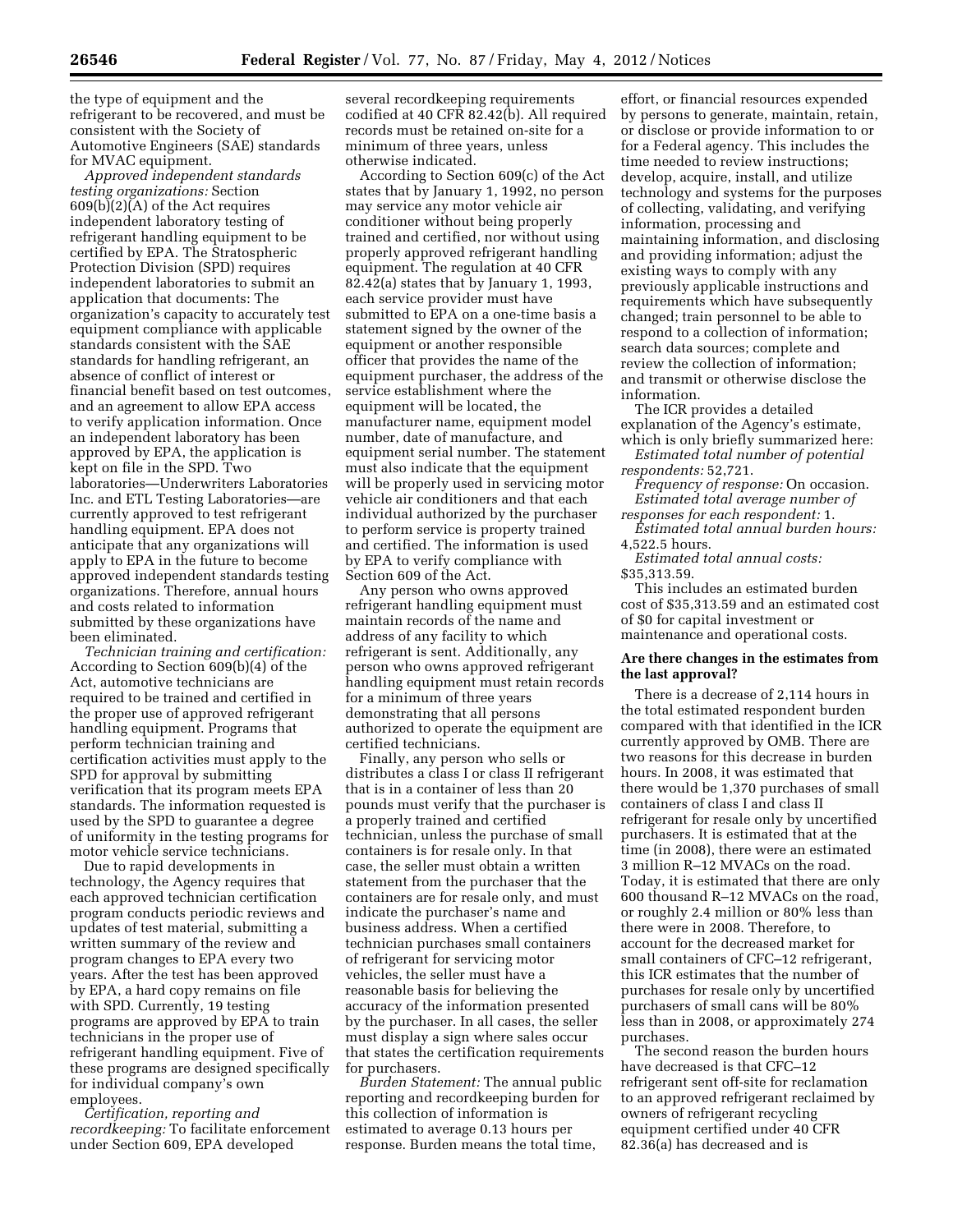the type of equipment and the refrigerant to be recovered, and must be consistent with the Society of Automotive Engineers (SAE) standards for MVAC equipment.

*Approved independent standards testing organizations:* Section 609(b)(2)(A) of the Act requires independent laboratory testing of refrigerant handling equipment to be certified by EPA. The Stratospheric Protection Division (SPD) requires independent laboratories to submit an application that documents: The organization's capacity to accurately test equipment compliance with applicable standards consistent with the SAE standards for handling refrigerant, an absence of conflict of interest or financial benefit based on test outcomes, and an agreement to allow EPA access to verify application information. Once an independent laboratory has been approved by EPA, the application is kept on file in the SPD. Two laboratories—Underwriters Laboratories Inc. and ETL Testing Laboratories—are currently approved to test refrigerant handling equipment. EPA does not anticipate that any organizations will apply to EPA in the future to become approved independent standards testing organizations. Therefore, annual hours and costs related to information submitted by these organizations have been eliminated.

*Technician training and certification:* According to Section 609(b)(4) of the Act, automotive technicians are required to be trained and certified in the proper use of approved refrigerant handling equipment. Programs that perform technician training and certification activities must apply to the SPD for approval by submitting verification that its program meets EPA standards. The information requested is used by the SPD to guarantee a degree of uniformity in the testing programs for motor vehicle service technicians.

Due to rapid developments in technology, the Agency requires that each approved technician certification program conducts periodic reviews and updates of test material, submitting a written summary of the review and program changes to EPA every two years. After the test has been approved by EPA, a hard copy remains on file with SPD. Currently, 19 testing programs are approved by EPA to train technicians in the proper use of refrigerant handling equipment. Five of these programs are designed specifically for individual company's own employees.

*Certification, reporting and recordkeeping:* To facilitate enforcement under Section 609, EPA developed several recordkeeping requirements codified at 40 CFR 82.42(b). All required records must be retained on-site for a minimum of three years, unless otherwise indicated.

According to Section 609(c) of the Act states that by January 1, 1992, no person may service any motor vehicle air conditioner without being properly trained and certified, nor without using properly approved refrigerant handling equipment. The regulation at 40 CFR 82.42(a) states that by January 1, 1993, each service provider must have submitted to EPA on a one-time basis a statement signed by the owner of the equipment or another responsible officer that provides the name of the equipment purchaser, the address of the service establishment where the equipment will be located, the manufacturer name, equipment model number, date of manufacture, and equipment serial number. The statement must also indicate that the equipment will be properly used in servicing motor vehicle air conditioners and that each individual authorized by the purchaser to perform service is property trained and certified. The information is used by EPA to verify compliance with Section 609 of the Act.

Any person who owns approved refrigerant handling equipment must maintain records of the name and address of any facility to which refrigerant is sent. Additionally, any person who owns approved refrigerant handling equipment must retain records for a minimum of three years demonstrating that all persons authorized to operate the equipment are certified technicians.

Finally, any person who sells or distributes a class I or class II refrigerant that is in a container of less than 20 pounds must verify that the purchaser is a properly trained and certified technician, unless the purchase of small containers is for resale only. In that case, the seller must obtain a written statement from the purchaser that the containers are for resale only, and must indicate the purchaser's name and business address. When a certified technician purchases small containers of refrigerant for servicing motor vehicles, the seller must have a reasonable basis for believing the accuracy of the information presented by the purchaser. In all cases, the seller must display a sign where sales occur that states the certification requirements for purchasers.

*Burden Statement:* The annual public reporting and recordkeeping burden for this collection of information is estimated to average 0.13 hours per response. Burden means the total time, effort, or financial resources expended by persons to generate, maintain, retain, or disclose or provide information to or for a Federal agency. This includes the time needed to review instructions; develop, acquire, install, and utilize technology and systems for the purposes of collecting, validating, and verifying information, processing and maintaining information, and disclosing and providing information; adjust the existing ways to comply with any previously applicable instructions and requirements which have subsequently changed; train personnel to be able to respond to a collection of information; search data sources; complete and review the collection of information; and transmit or otherwise disclose the information.

The ICR provides a detailed explanation of the Agency's estimate, which is only briefly summarized here:

*Estimated total number of potential respondents:* 52,721.

*Frequency of response:* On occasion.

*Estimated total average number of responses for each respondent:* 1.

*Estimated total annual burden hours:* 4,522.5 hours.

*Estimated total annual costs:* $35,313.59.

This includes an estimated burden cost of $35,313.59 and an estimated cost of $0 for capital investment or maintenance and operational costs.

### Are there changes in the estimates from the last approval?

There is a decrease of 2,114 hours in the total estimated respondent burden compared with that identified in the ICR currently approved by OMB. There are two reasons for this decrease in burden hours. In 2008, it was estimated that there would be 1,370 purchases of small containers of class I and class II refrigerant for resale only by uncertified purchasers. It is estimated that at the time (in 2008), there were an estimated 3 million R–12 MVACs on the road. Today, it is estimated that there are only 600 thousand R–12 MVACs on the road, or roughly 2.4 million or 80% less than there were in 2008. Therefore, to account for the decreased market for small containers of CFC–12 refrigerant, this ICR estimates that the number of purchases for resale only by uncertified purchasers of small cans will be 80% less than in 2008, or approximately 274 purchases.

The second reason the burden hours have decreased is that CFC–12 refrigerant sent off-site for reclamation to an approved refrigerant reclaimed by owners of refrigerant recycling equipment certified under 40 CFR 82.36(a) has decreased and is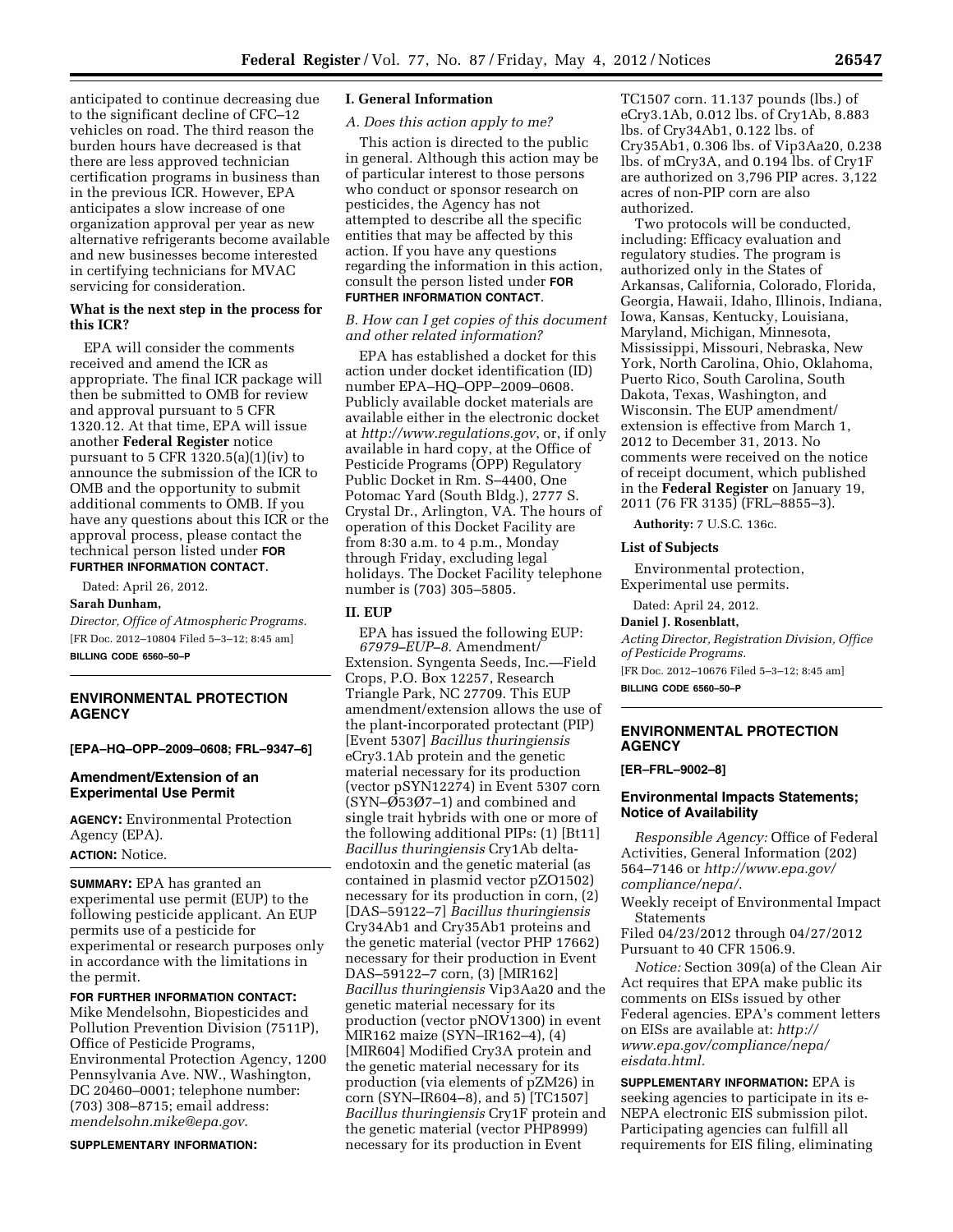anticipated to continue decreasing due to the significant decline of CFC–12 vehicles on road. The third reason the burden hours have decreased is that there are less approved technician certification programs in business than in the previous ICR. However, EPA anticipates a slow increase of one organization approval per year as new alternative refrigerants become available and new businesses become interested in certifying technicians for MVAC servicing for consideration.

**What is the next step in the process for this ICR?**

EPA will consider the comments received and amend the ICR as appropriate. The final ICR package will then be submitted to OMB for review and approval pursuant to 5 CFR 1320.12. At that time, EPA will issue another **Federal Register** notice pursuant to 5 CFR 1320.5(a)(1)(iv) to announce the submission of the ICR to OMB and the opportunity to submit additional comments to OMB. If you have any questions about this ICR or the approval process, please contact the technical person listed under **FOR FURTHER INFORMATION CONTACT**.

Dated: April 26, 2012.

**Sarah Dunham,**

*Director, Office of Atmospheric Programs.*

[FR Doc. 2012–10804 Filed 5–3–12; 8:45 am]

**BILLING CODE 6560–50–P**

---

## ENVIRONMENTAL PROTECTION AGENCY

**[EPA–HQ–OPP–2009–0608; FRL–9347–6]**

### Amendment/Extension of an Experimental Use Permit

**AGENCY:** Environmental Protection Agency (EPA).

**ACTION:** Notice.

**SUMMARY:** EPA has granted an experimental use permit (EUP) to the following pesticide applicant. An EUP permits use of a pesticide for experimental or research purposes only in accordance with the limitations in the permit.

**FOR FURTHER INFORMATION CONTACT:** Mike Mendelsohn, Biopesticides and Pollution Prevention Division (7511P), Office of Pesticide Programs, Environmental Protection Agency, 1200 Pennsylvania Ave. NW., Washington, DC 20460–0001; telephone number: (703) 308–8715; email address: *mendelsohn.mike@epa.gov*.

**SUPPLEMENTARY INFORMATION:**

#### I. General Information

*A. Does this action apply to me?*

This action is directed to the public in general. Although this action may be of particular interest to those persons who conduct or sponsor research on pesticides, the Agency has not attempted to describe all the specific entities that may be affected by this action. If you have any questions regarding the information in this action, consult the person listed under **FOR FURTHER INFORMATION CONTACT**.

*B. How can I get copies of this document and other related information?*

EPA has established a docket for this action under docket identification (ID) number EPA–HQ–OPP–2009–0608. Publicly available docket materials are available either in the electronic docket at *http://www.regulations.gov*, or, if only available in hard copy, at the Office of Pesticide Programs (OPP) Regulatory Public Docket in Rm. S–4400, One Potomac Yard (South Bldg.), 2777 S. Crystal Dr., Arlington, VA. The hours of operation of this Docket Facility are from 8:30 a.m. to 4 p.m., Monday through Friday, excluding legal holidays. The Docket Facility telephone number is (703) 305–5805.

#### II. EUP

EPA has issued the following EUP:

*67979–EUP–8.* Amendment/Extension. Syngenta Seeds, Inc.—Field Crops, P.O. Box 12257, Research Triangle Park, NC 27709. This EUP amendment/extension allows the use of the plant-incorporated protectant (PIP) [Event 5307] *Bacillus thuringiensis* eCry3.1Ab protein and the genetic material necessary for its production (vector pSYN12274) in Event 5307 corn (SYN–Ø53Ø7–1) and combined and single trait hybrids with one or more of the following additional PIPs: (1) [Bt11] *Bacillus thuringiensis* Cry1Ab delta-endotoxin and the genetic material (as contained in plasmid vector pZO1502) necessary for its production in corn, (2) [DAS–59122–7] *Bacillus thuringiensis* Cry34Ab1 and Cry35Ab1 proteins and the genetic material (vector PHP 17662) necessary for their production in Event DAS–59122–7 corn, (3) [MIR162] *Bacillus thuringiensis* Vip3Aa20 and the genetic material necessary for its production (vector pNOV1300) in event MIR162 maize (SYN–IR162–4), (4) [MIR604] Modified Cry3A protein and the genetic material necessary for its production (via elements of pZM26) in corn (SYN–IR604–8), and 5) [TC1507] *Bacillus thuringiensis* Cry1F protein and the genetic material (vector PHP8999) necessary for its production in Event TC1507 corn. 11.137 pounds (lbs.) of eCry3.1Ab, 0.012 lbs. of Cry1Ab, 8.883 lbs. of Cry34Ab1, 0.122 lbs. of Cry35Ab1, 0.306 lbs. of Vip3Aa20, 0.238 lbs. of mCry3A, and 0.194 lbs. of Cry1F are authorized on 3,796 PIP acres. 3,122 acres of non-PIP corn are also authorized.

Two protocols will be conducted, including: Efficacy evaluation and regulatory studies. The program is authorized only in the States of Arkansas, California, Colorado, Florida, Georgia, Hawaii, Idaho, Illinois, Indiana, Iowa, Kansas, Kentucky, Louisiana, Maryland, Michigan, Minnesota, Mississippi, Missouri, Nebraska, New York, North Carolina, Ohio, Oklahoma, Puerto Rico, South Carolina, South Dakota, Texas, Washington, and Wisconsin. The EUP amendment/extension is effective from March 1, 2012 to December 31, 2013. No comments were received on the notice of receipt document, which published in the **Federal Register** on January 19, 2011 (76 FR 3135) (FRL–8855–3).

**Authority:** 7 U.S.C. 136c.

#### List of Subjects

Environmental protection, Experimental use permits.

Dated: April 24, 2012.

**Daniel J. Rosenblatt,**

*Acting Director, Registration Division, Office of Pesticide Programs.*

[FR Doc. 2012–10676 Filed 5–3–12; 8:45 am]

**BILLING CODE 6560–50–P**

---

## ENVIRONMENTAL PROTECTION AGENCY

**[ER–FRL–9002–8]**

### Environmental Impacts Statements; Notice of Availability

*Responsible Agency:* Office of Federal Activities, General Information (202) 564–7146 or *http://www.epa.gov/compliance/nepa/*.

Weekly receipt of Environmental Impact Statements

Filed 04/23/2012 through 04/27/2012

Pursuant to 40 CFR 1506.9.

*Notice:* Section 309(a) of the Clean Air Act requires that EPA make public its comments on EISs issued by other Federal agencies. EPA's comment letters on EISs are available at: *http://www.epa.gov/compliance/nepa/eisdata.html.*

**SUPPLEMENTARY INFORMATION:** EPA is seeking agencies to participate in its e-NEPA electronic EIS submission pilot. Participating agencies can fulfill all requirements for EIS filing, eliminating